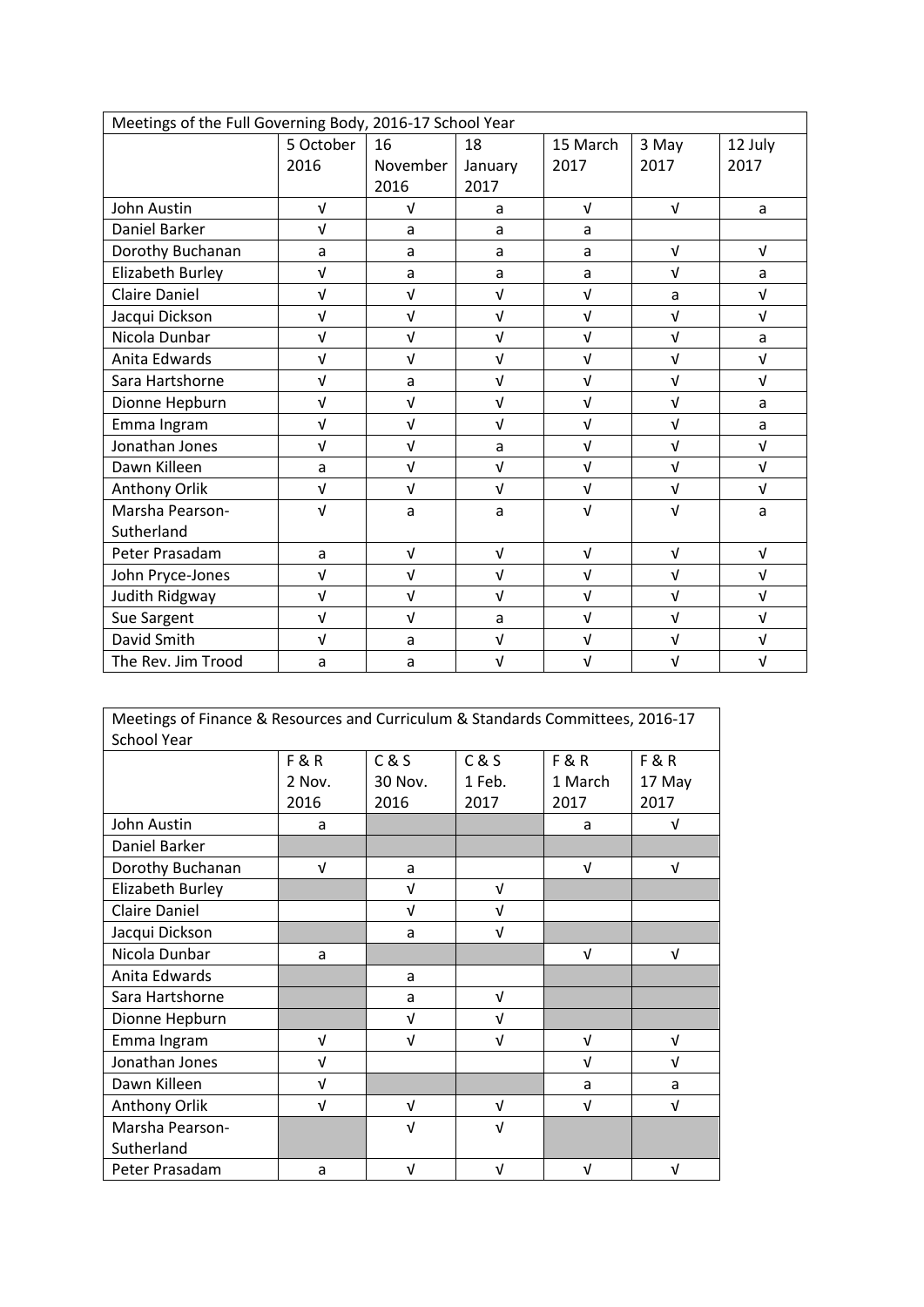| Meetings of the Full Governing Body, 2016-17 School Year | | | | | | |
|---|---|---|---|---|---|---|
| | 5 October 2016 | 16 November 2016 | 18 January 2017 | 15 March 2017 | 3 May 2017 | 12 July 2017 |
| John Austin | √ | √ | a | √ | √ | a |
| Daniel Barker | √ | a | a | a | | |
| Dorothy Buchanan | a | a | a | a | √ | √ |
| Elizabeth Burley | √ | a | a | a | √ | a |
| Claire Daniel | √ | √ | √ | √ | a | √ |
| Jacqui Dickson | √ | √ | √ | √ | √ | √ |
| Nicola Dunbar | √ | √ | √ | √ | √ | a |
| Anita Edwards | √ | √ | √ | √ | √ | √ |
| Sara Hartshorne | √ | a | √ | √ | √ | √ |
| Dionne Hepburn | √ | √ | √ | √ | √ | a |
| Emma Ingram | √ | √ | √ | √ | √ | a |
| Jonathan Jones | √ | √ | a | √ | √ | √ |
| Dawn Killeen | a | √ | √ | √ | √ | √ |
| Anthony Orlik | √ | √ | √ | √ | √ | √ |
| Marsha Pearson-Sutherland | √ | a | a | √ | √ | a |
| Peter Prasadam | a | √ | √ | √ | √ | √ |
| John Pryce-Jones | √ | √ | √ | √ | √ | √ |
| Judith Ridgway | √ | √ | √ | √ | √ | √ |
| Sue Sargent | √ | √ | a | √ | √ | √ |
| David Smith | √ | a | √ | √ | √ | √ |
| The Rev. Jim Trood | a | a | √ | √ | √ | √ |

| Meetings of Finance & Resources and Curriculum & Standards Committees, 2016-17 School Year | | | | | |
|---|---|---|---|---|---|
| | F & R 2 Nov. 2016 | C & S 30 Nov. 2016 | C & S 1 Feb. 2017 | F & R 1 March 2017 | F & R 17 May 2017 |
| John Austin | a | | | a | √ |
| Daniel Barker | | | | | |
| Dorothy Buchanan | √ | a | | √ | √ |
| Elizabeth Burley | | √ | √ | | |
| Claire Daniel | | √ | √ | | |
| Jacqui Dickson | | a | √ | | |
| Nicola Dunbar | a | | | √ | √ |
| Anita Edwards | | a | | | |
| Sara Hartshorne | | a | √ | | |
| Dionne Hepburn | | √ | √ | | |
| Emma Ingram | √ | √ | √ | √ | √ |
| Jonathan Jones | √ | | | √ | √ |
| Dawn Killeen | √ | | | a | a |
| Anthony Orlik | √ | √ | √ | √ | √ |
| Marsha Pearson-Sutherland | | √ | √ | | |
| Peter Prasadam | a | √ | √ | √ | √ |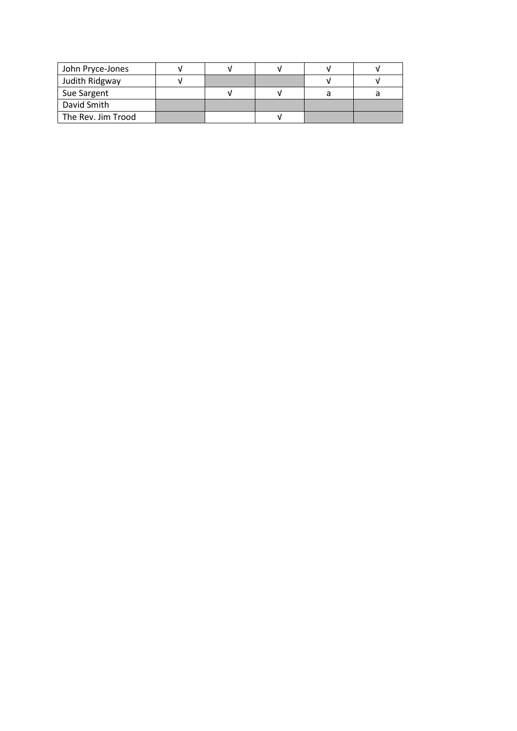| | | | | | |
|---|---|---|---|---|---|
| John Pryce-Jones | √ | √ | √ | √ | √ |
| Judith Ridgway | √ | | | √ | √ |
| Sue Sargent | | √ | √ | a | a |
| David Smith | | | | | |
| The Rev. Jim Trood | | | √ | | |